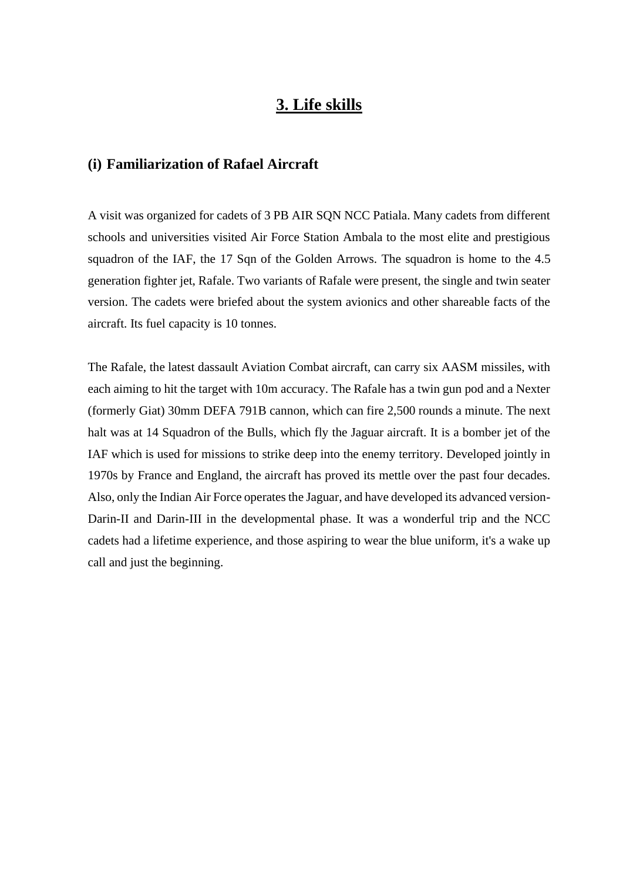# 3. Life skills

## (i) Familiarization of Rafael Aircraft

A visit was organized for cadets of 3 PB AIR SQN NCC Patiala. Many cadets from different schools and universities visited Air Force Station Ambala to the most elite and prestigious squadron of the IAF, the 17 Sqn of the Golden Arrows. The squadron is home to the 4.5 generation fighter jet, Rafale. Two variants of Rafale were present, the single and twin seater version. The cadets were briefed about the system avionics and other shareable facts of the aircraft. Its fuel capacity is 10 tonnes.

The Rafale, the latest dassault Aviation Combat aircraft, can carry six AASM missiles, with each aiming to hit the target with 10m accuracy. The Rafale has a twin gun pod and a Nexter (formerly Giat) 30mm DEFA 791B cannon, which can fire 2,500 rounds a minute. The next halt was at 14 Squadron of the Bulls, which fly the Jaguar aircraft. It is a bomber jet of the IAF which is used for missions to strike deep into the enemy territory. Developed jointly in 1970s by France and England, the aircraft has proved its mettle over the past four decades. Also, only the Indian Air Force operates the Jaguar, and have developed its advanced version- Darin-II and Darin-III in the developmental phase. It was a wonderful trip and the NCC cadets had a lifetime experience, and those aspiring to wear the blue uniform, it's a wake up call and just the beginning.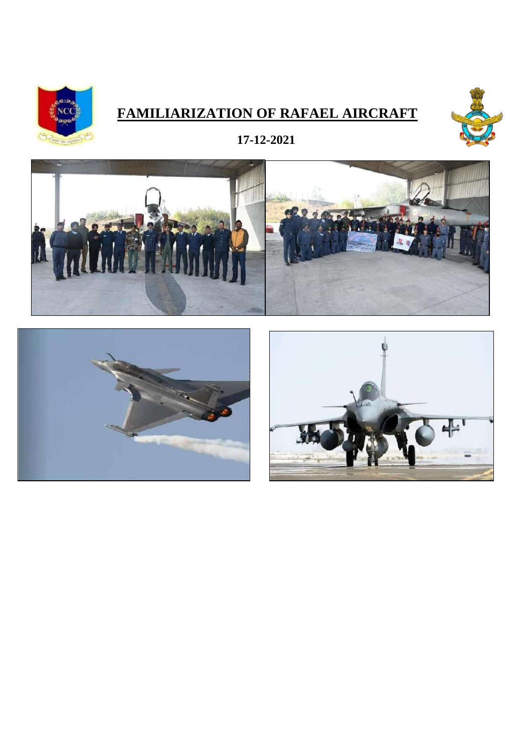# FAMILIARIZATION OF RAFAEL AIRCRAFT

**17-12-2021**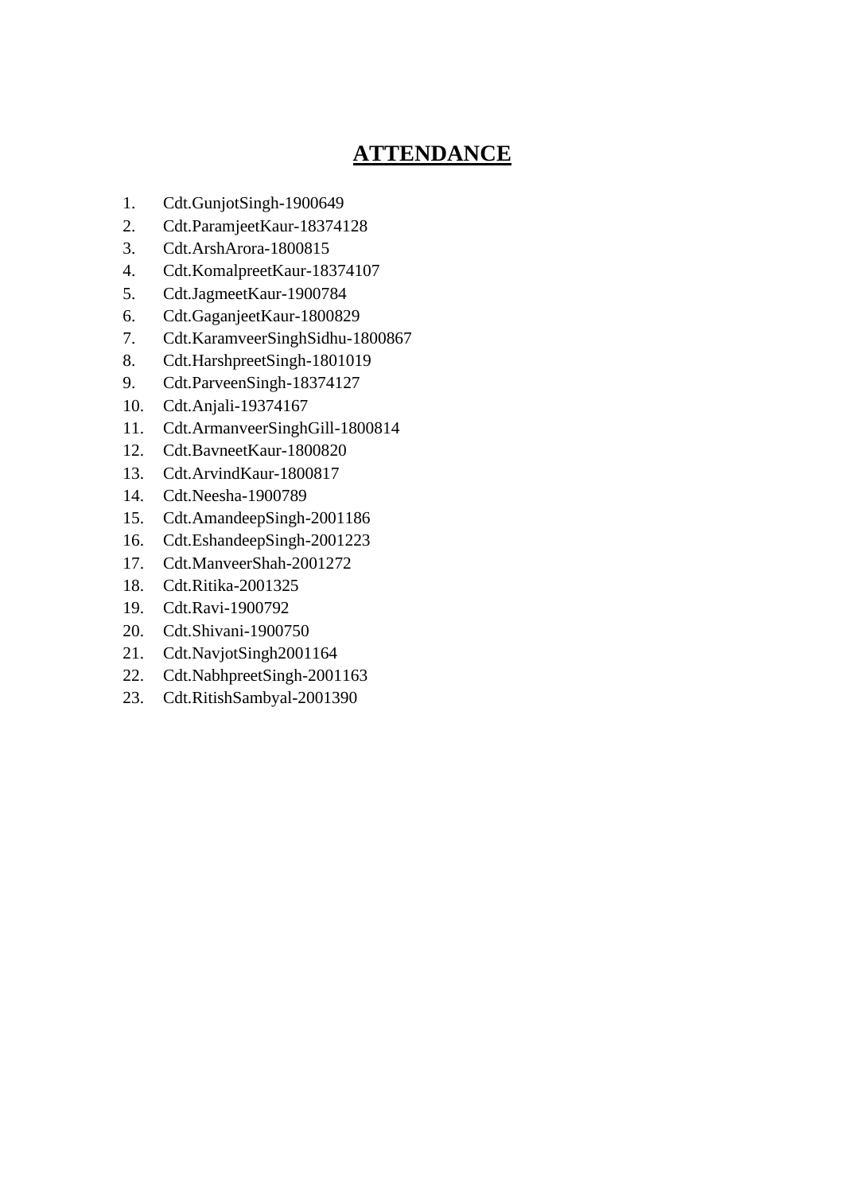# ATTENDANCE

1. Cdt.GunjotSingh-1900649
2. Cdt.ParamjeetKaur-18374128
3. Cdt.ArshArora-1800815
4. Cdt.KomalpreetKaur-18374107
5. Cdt.JagmeetKaur-1900784
6. Cdt.GaganjeetKaur-1800829
7. Cdt.KaramveerSinghSidhu-1800867
8. Cdt.HarshpreetSingh-1801019
9. Cdt.ParveenSingh-18374127
10. Cdt.Anjali-19374167
11. Cdt.ArmanveerSinghGill-1800814
12. Cdt.BavneetKaur-1800820
13. Cdt.ArvindKaur-1800817
14. Cdt.Neesha-1900789
15. Cdt.AmandeepSingh-2001186
16. Cdt.EshandeepSingh-2001223
17. Cdt.ManveerShah-2001272
18. Cdt.Ritika-2001325
19. Cdt.Ravi-1900792
20. Cdt.Shivani-1900750
21. Cdt.NavjotSingh2001164
22. Cdt.NabhpreetSingh-2001163
23. Cdt.RitishSambyal-2001390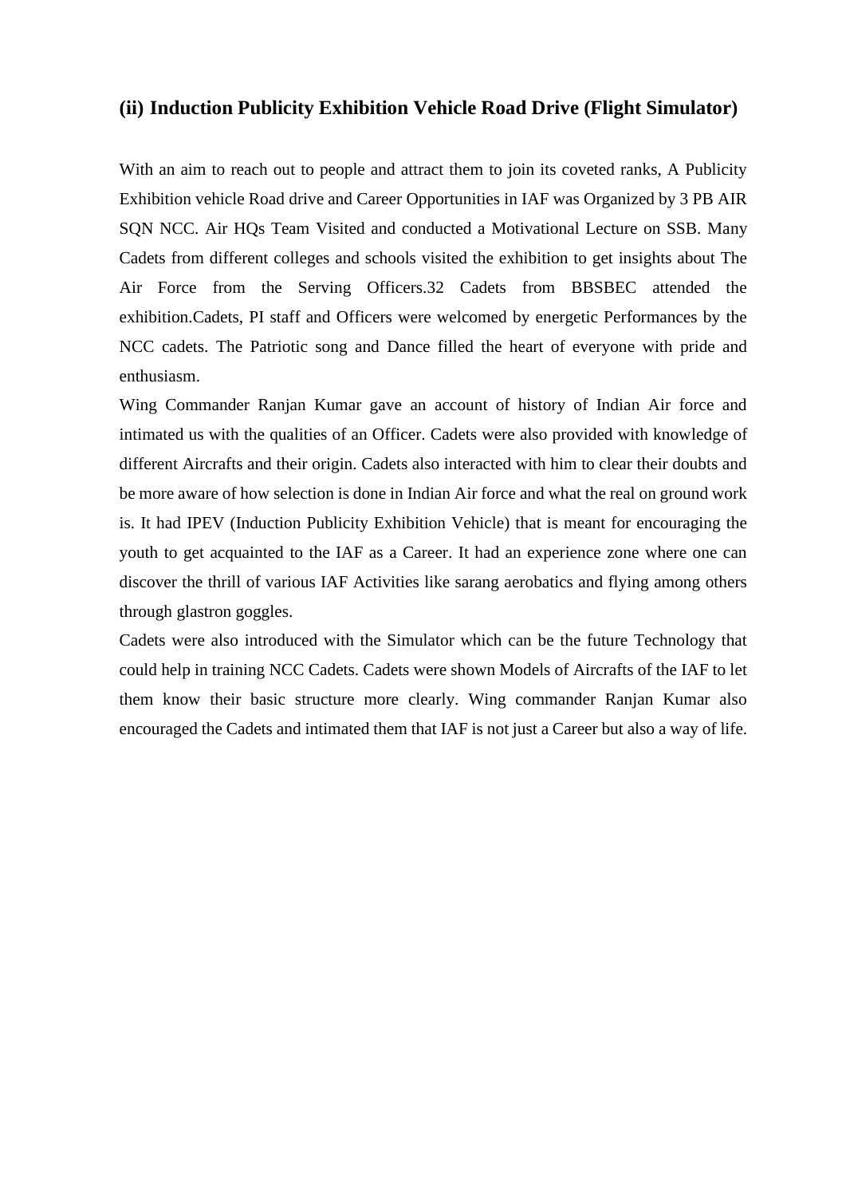### (ii) Induction Publicity Exhibition Vehicle Road Drive (Flight Simulator)

With an aim to reach out to people and attract them to join its coveted ranks, A Publicity Exhibition vehicle Road drive and Career Opportunities in IAF was Organized by 3 PB AIR SQN NCC. Air HQs Team Visited and conducted a Motivational Lecture on SSB. Many Cadets from different colleges and schools visited the exhibition to get insights about The Air Force from the Serving Officers.32 Cadets from BBSBEC attended the exhibition.Cadets, PI staff and Officers were welcomed by energetic Performances by the NCC cadets. The Patriotic song and Dance filled the heart of everyone with pride and enthusiasm.

Wing Commander Ranjan Kumar gave an account of history of Indian Air force and intimated us with the qualities of an Officer. Cadets were also provided with knowledge of different Aircrafts and their origin. Cadets also interacted with him to clear their doubts and be more aware of how selection is done in Indian Air force and what the real on ground work is. It had IPEV (Induction Publicity Exhibition Vehicle) that is meant for encouraging the youth to get acquainted to the IAF as a Career. It had an experience zone where one can discover the thrill of various IAF Activities like sarang aerobatics and flying among others through glastron goggles.

Cadets were also introduced with the Simulator which can be the future Technology that could help in training NCC Cadets. Cadets were shown Models of Aircrafts of the IAF to let them know their basic structure more clearly. Wing commander Ranjan Kumar also encouraged the Cadets and intimated them that IAF is not just a Career but also a way of life.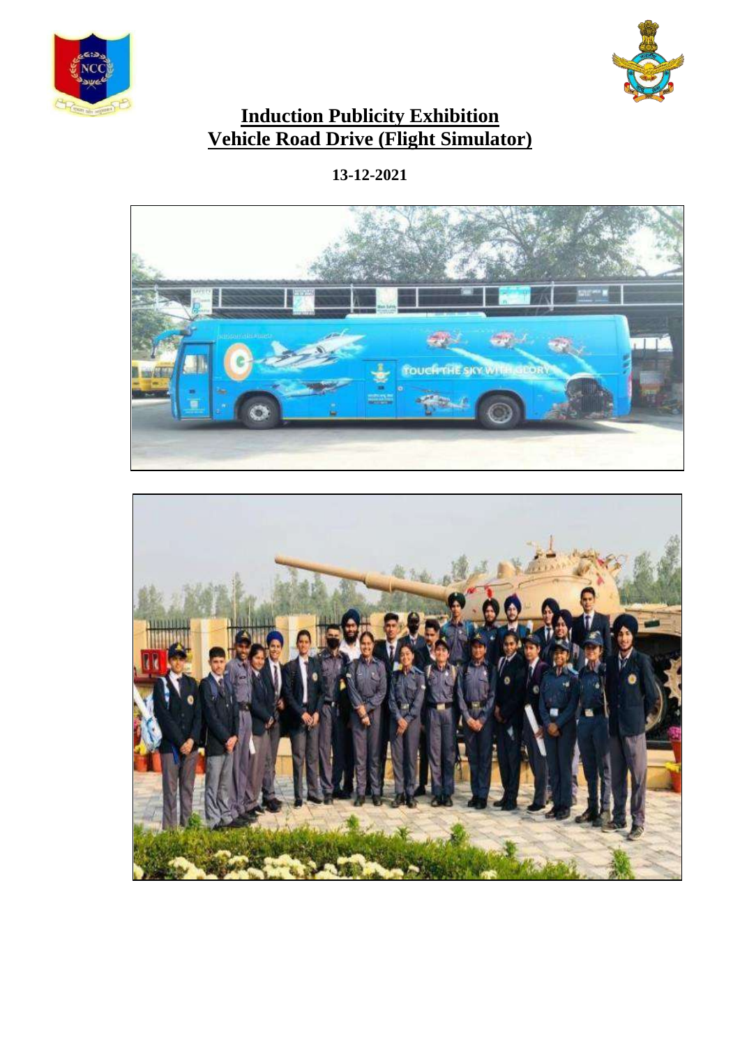# Induction Publicity Exhibition
# Vehicle Road Drive (Flight Simulator)

**13-12-2021**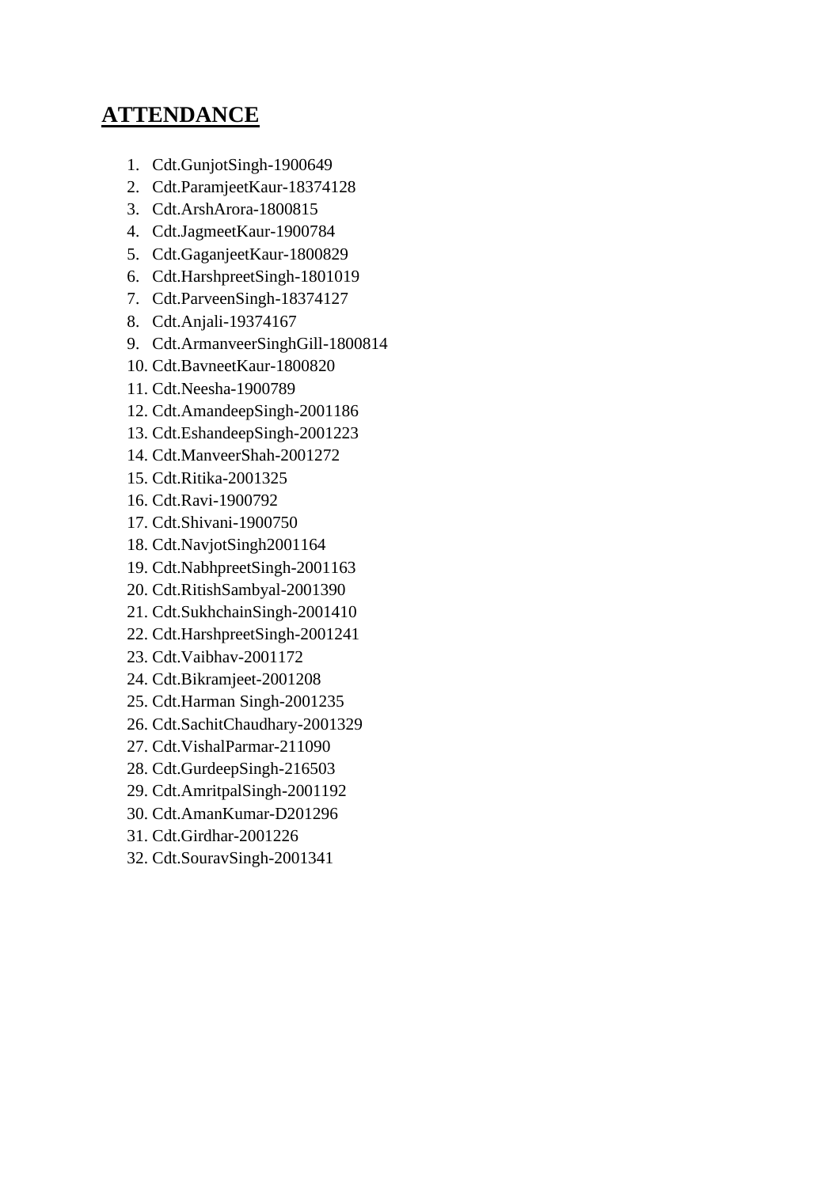## **ATTENDANCE**

1. Cdt.GunjotSingh-1900649
2. Cdt.ParamjeetKaur-18374128
3. Cdt.ArshArora-1800815
4. Cdt.JagmeetKaur-1900784
5. Cdt.GaganjeetKaur-1800829
6. Cdt.HarshpreetSingh-1801019
7. Cdt.ParveenSingh-18374127
8. Cdt.Anjali-19374167
9. Cdt.ArmanveerSinghGill-1800814
10. Cdt.BavneetKaur-1800820
11. Cdt.Neesha-1900789
12. Cdt.AmandeepSingh-2001186
13. Cdt.EshandeepSingh-2001223
14. Cdt.ManveerShah-2001272
15. Cdt.Ritika-2001325
16. Cdt.Ravi-1900792
17. Cdt.Shivani-1900750
18. Cdt.NavjotSingh2001164
19. Cdt.NabhpreetSingh-2001163
20. Cdt.RitishSambyal-2001390
21. Cdt.SukhchainSingh-2001410
22. Cdt.HarshpreetSingh-2001241
23. Cdt.Vaibhav-2001172
24. Cdt.Bikramjeet-2001208
25. Cdt.Harman Singh-2001235
26. Cdt.SachitChaudhary-2001329
27. Cdt.VishalParmar-211090
28. Cdt.GurdeepSingh-216503
29. Cdt.AmritpalSingh-2001192
30. Cdt.AmanKumar-D201296
31. Cdt.Girdhar-2001226
32. Cdt.SouravSingh-2001341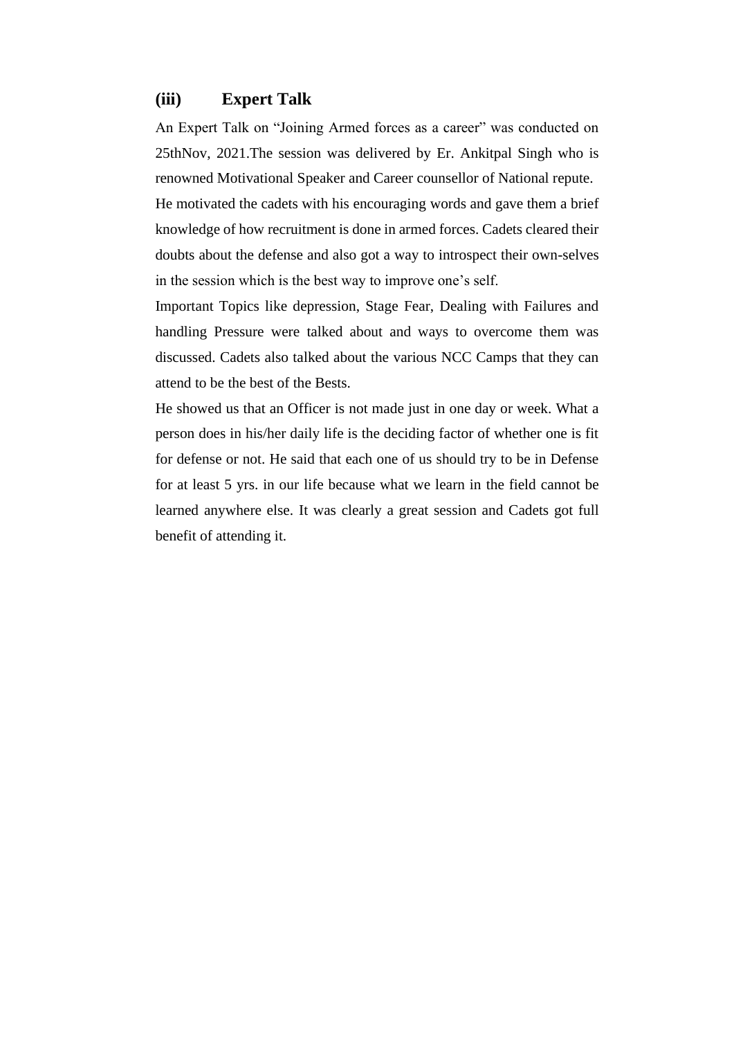### (iii) Expert Talk

An Expert Talk on "Joining Armed forces as a career" was conducted on 25thNov, 2021.The session was delivered by Er. Ankitpal Singh who is renowned Motivational Speaker and Career counsellor of National repute.

He motivated the cadets with his encouraging words and gave them a brief knowledge of how recruitment is done in armed forces. Cadets cleared their doubts about the defense and also got a way to introspect their own-selves in the session which is the best way to improve one's self.

Important Topics like depression, Stage Fear, Dealing with Failures and handling Pressure were talked about and ways to overcome them was discussed. Cadets also talked about the various NCC Camps that they can attend to be the best of the Bests.

He showed us that an Officer is not made just in one day or week. What a person does in his/her daily life is the deciding factor of whether one is fit for defense or not. He said that each one of us should try to be in Defense for at least 5 yrs. in our life because what we learn in the field cannot be learned anywhere else. It was clearly a great session and Cadets got full benefit of attending it.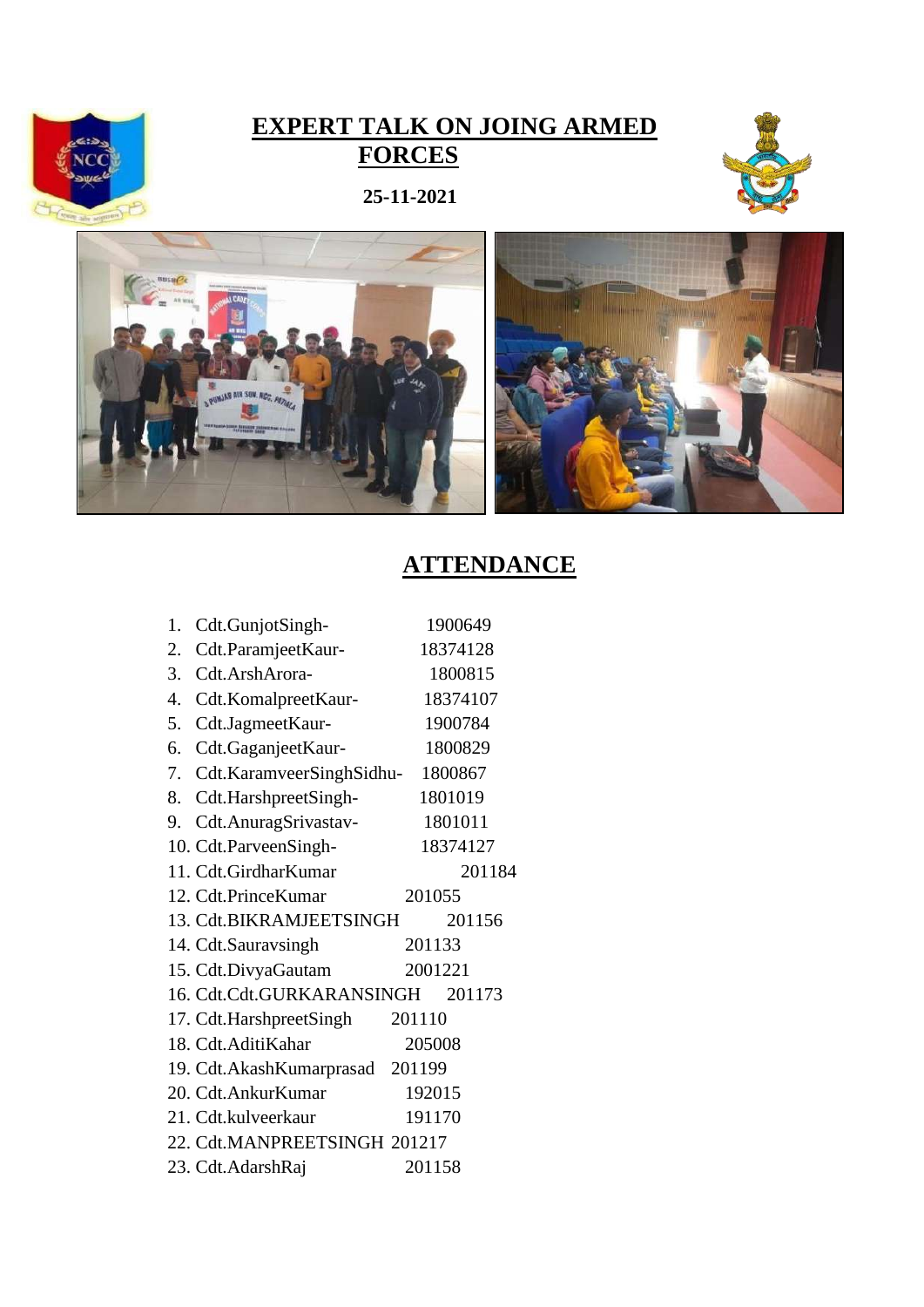# EXPERT TALK ON JOING ARMED FORCES

**25-11-2021**

## ATTENDANCE

1. Cdt.GunjotSingh- 1900649
2. Cdt.ParamjeetKaur- 18374128
3. Cdt.ArshArora- 1800815
4. Cdt.KomalpreetKaur- 18374107
5. Cdt.JagmeetKaur- 1900784
6. Cdt.GaganjeetKaur- 1800829
7. Cdt.KaramveerSinghSidhu- 1800867
8. Cdt.HarshpreetSingh- 1801019
9. Cdt.AnuragSrivastav- 1801011
10. Cdt.ParveenSingh- 18374127
11. Cdt.GirdharKumar 201184
12. Cdt.PrinceKumar 201055
13. Cdt.BIKRAMJEETSINGH 201156
14. Cdt.Sauravsingh 201133
15. Cdt.DivyaGautam 2001221
16. Cdt.Cdt.GURKARANSINGH 201173
17. Cdt.HarshpreetSingh 201110
18. Cdt.AditiKahar 205008
19. Cdt.AkashKumarprasad 201199
20. Cdt.AnkurKumar 192015
21. Cdt.kulveerkaur 191170
22. Cdt.MANPREETSINGH 201217
23. Cdt.AdarshRaj 201158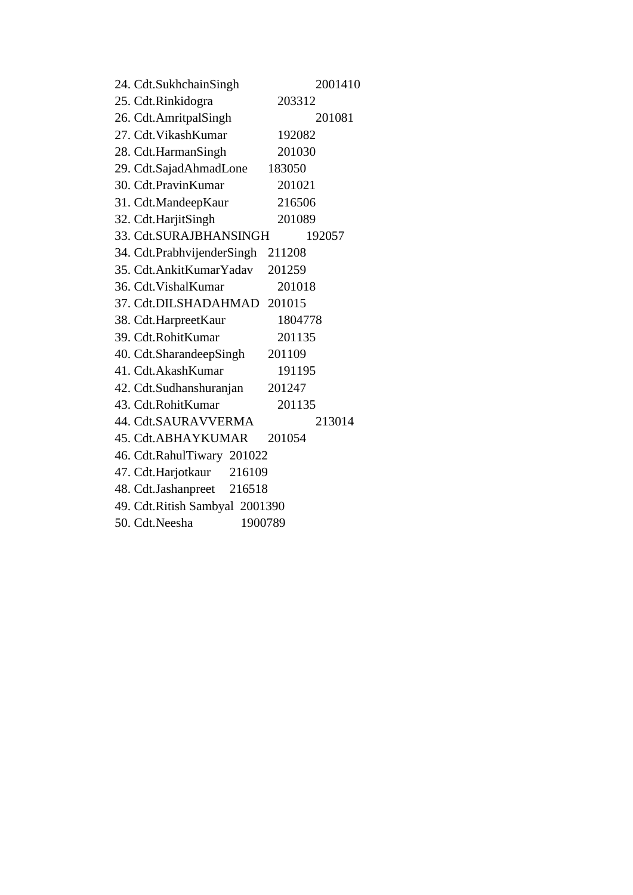24. Cdt.SukhchainSingh 2001410
25. Cdt.Rinkidogra 203312
26. Cdt.AmritpalSingh 201081
27. Cdt.VikashKumar 192082
28. Cdt.HarmanSingh 201030
29. Cdt.SajadAhmadLone 183050
30. Cdt.PravinKumar 201021
31. Cdt.MandeepKaur 216506
32. Cdt.HarjitSingh 201089
33. Cdt.SURAJBHANSINGH 192057
34. Cdt.PrabhvijenderSingh 211208
35. Cdt.AnkitKumarYadav 201259
36. Cdt.VishalKumar 201018
37. Cdt.DILSHADAHMAD 201015
38. Cdt.HarpreetKaur 1804778
39. Cdt.RohitKumar 201135
40. Cdt.SharandeepSingh 201109
41. Cdt.AkashKumar 191195
42. Cdt.Sudhanshuranjan 201247
43. Cdt.RohitKumar 201135
44. Cdt.SAURAVVERMA 213014
45. Cdt.ABHAYKUMAR 201054
46. Cdt.RahulTiwary 201022
47. Cdt.Harjotkaur 216109
48. Cdt.Jashanpreet 216518
49. Cdt.Ritish Sambyal 2001390
50. Cdt.Neesha 1900789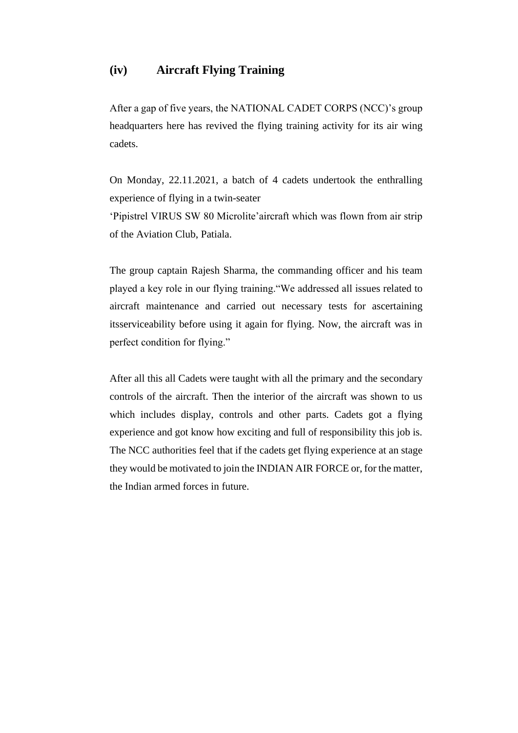## (iv) Aircraft Flying Training

After a gap of five years, the NATIONAL CADET CORPS (NCC)'s group headquarters here has revived the flying training activity for its air wing cadets.

On Monday, 22.11.2021, a batch of 4 cadets undertook the enthralling experience of flying in a twin-seater 'Pipistrel VIRUS SW 80 Microlite'aircraft which was flown from air strip of the Aviation Club, Patiala.

The group captain Rajesh Sharma, the commanding officer and his team played a key role in our flying training."We addressed all issues related to aircraft maintenance and carried out necessary tests for ascertaining itsserviceability before using it again for flying. Now, the aircraft was in perfect condition for flying."

After all this all Cadets were taught with all the primary and the secondary controls of the aircraft. Then the interior of the aircraft was shown to us which includes display, controls and other parts. Cadets got a flying experience and got know how exciting and full of responsibility this job is. The NCC authorities feel that if the cadets get flying experience at an stage they would be motivated to join the INDIAN AIR FORCE or, for the matter, the Indian armed forces in future.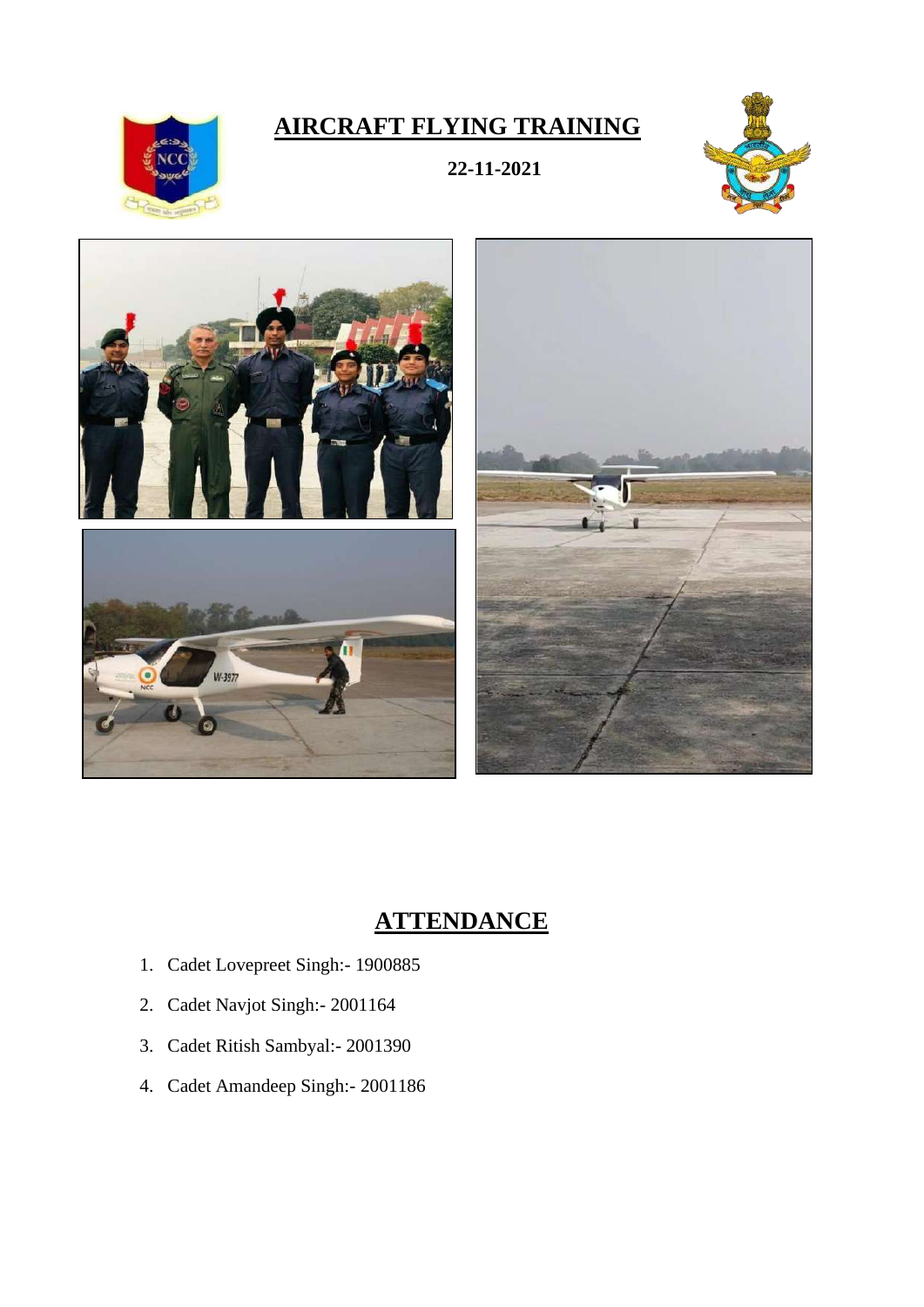# AIRCRAFT FLYING TRAINING

**22-11-2021**

## ATTENDANCE

1. Cadet Lovepreet Singh:- 1900885
2. Cadet Navjot Singh:- 2001164
3. Cadet Ritish Sambyal:- 2001390
4. Cadet Amandeep Singh:- 2001186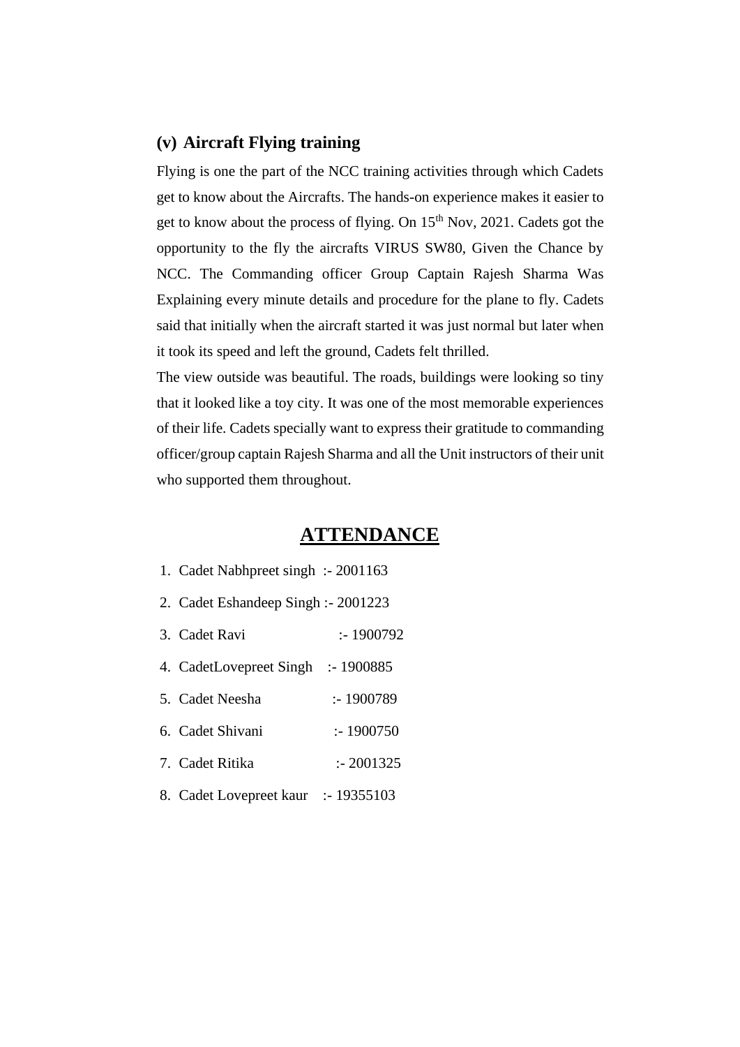### (v) Aircraft Flying training

Flying is one the part of the NCC training activities through which Cadets get to know about the Aircrafts. The hands-on experience makes it easier to get to know about the process of flying. On 15th Nov, 2021. Cadets got the opportunity to the fly the aircrafts VIRUS SW80, Given the Chance by NCC. The Commanding officer Group Captain Rajesh Sharma Was Explaining every minute details and procedure for the plane to fly. Cadets said that initially when the aircraft started it was just normal but later when it took its speed and left the ground, Cadets felt thrilled.

The view outside was beautiful. The roads, buildings were looking so tiny that it looked like a toy city. It was one of the most memorable experiences of their life. Cadets specially want to express their gratitude to commanding officer/group captain Rajesh Sharma and all the Unit instructors of their unit who supported them throughout.

## ATTENDANCE

1. Cadet Nabhpreet singh :- 2001163
2. Cadet Eshandeep Singh :- 2001223
3. Cadet Ravi :- 1900792
4. CadetLovepreet Singh :- 1900885
5. Cadet Neesha :- 1900789
6. Cadet Shivani :- 1900750
7. Cadet Ritika :- 2001325
8. Cadet Lovepreet kaur :- 19355103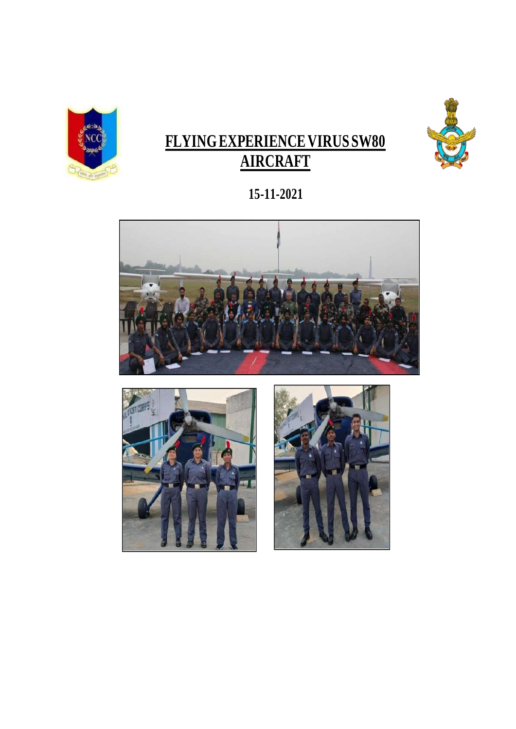# FLYING EXPERIENCE VIRUS SW80 AIRCRAFT

**15-11-2021**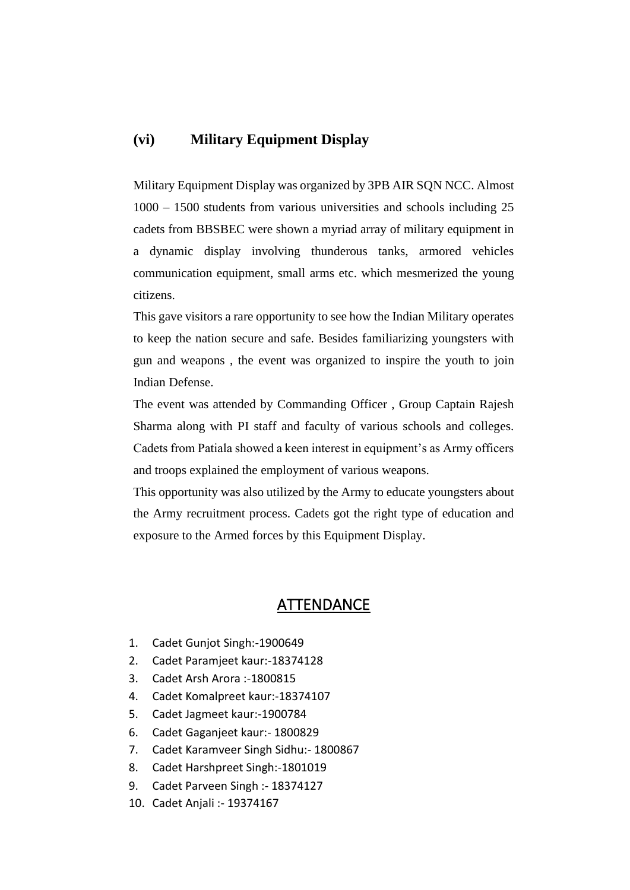## (vi) Military Equipment Display

Military Equipment Display was organized by 3PB AIR SQN NCC. Almost 1000 – 1500 students from various universities and schools including 25 cadets from BBSBEC were shown a myriad array of military equipment in a dynamic display involving thunderous tanks, armored vehicles communication equipment, small arms etc. which mesmerized the young citizens.

This gave visitors a rare opportunity to see how the Indian Military operates to keep the nation secure and safe. Besides familiarizing youngsters with gun and weapons , the event was organized to inspire the youth to join Indian Defense.

The event was attended by Commanding Officer , Group Captain Rajesh Sharma along with PI staff and faculty of various schools and colleges. Cadets from Patiala showed a keen interest in equipment's as Army officers and troops explained the employment of various weapons.

This opportunity was also utilized by the Army to educate youngsters about the Army recruitment process. Cadets got the right type of education and exposure to the Armed forces by this Equipment Display.

## ATTENDANCE

1. Cadet Gunjot Singh:-1900649
2. Cadet Paramjeet kaur:-18374128
3. Cadet Arsh Arora :-1800815
4. Cadet Komalpreet kaur:-18374107
5. Cadet Jagmeet kaur:-1900784
6. Cadet Gaganjeet kaur:- 1800829
7. Cadet Karamveer Singh Sidhu:- 1800867
8. Cadet Harshpreet Singh:-1801019
9. Cadet Parveen Singh :- 18374127
10. Cadet Anjali :- 19374167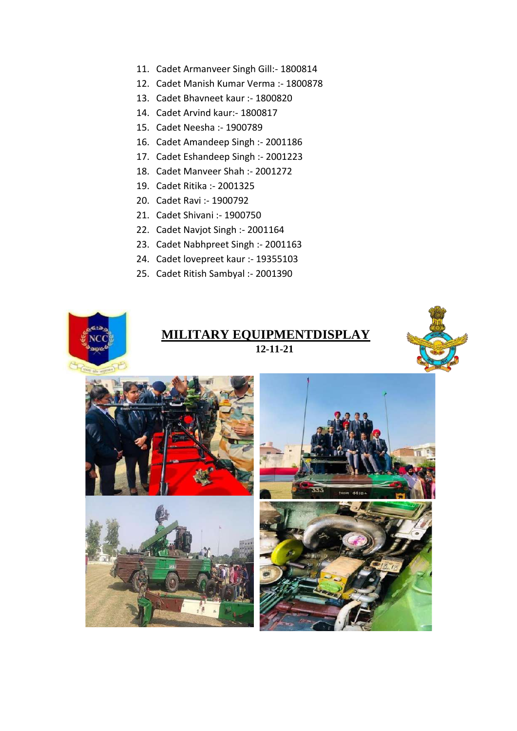11. Cadet Armanveer Singh Gill:- 1800814
12. Cadet Manish Kumar Verma :- 1800878
13. Cadet Bhavneet kaur :- 1800820
14. Cadet Arvind kaur:- 1800817
15. Cadet Neesha :- 1900789
16. Cadet Amandeep Singh :- 2001186
17. Cadet Eshandeep Singh :- 2001223
18. Cadet Manveer Shah :- 2001272
19. Cadet Ritika :- 2001325
20. Cadet Ravi :- 1900792
21. Cadet Shivani :- 1900750
22. Cadet Navjot Singh :- 2001164
23. Cadet Nabhpreet Singh :- 2001163
24. Cadet lovepreet kaur :- 19355103
25. Cadet Ritish Sambyal :- 2001390

# MILITARY EQUIPMENTDISPLAY

**12-11-21**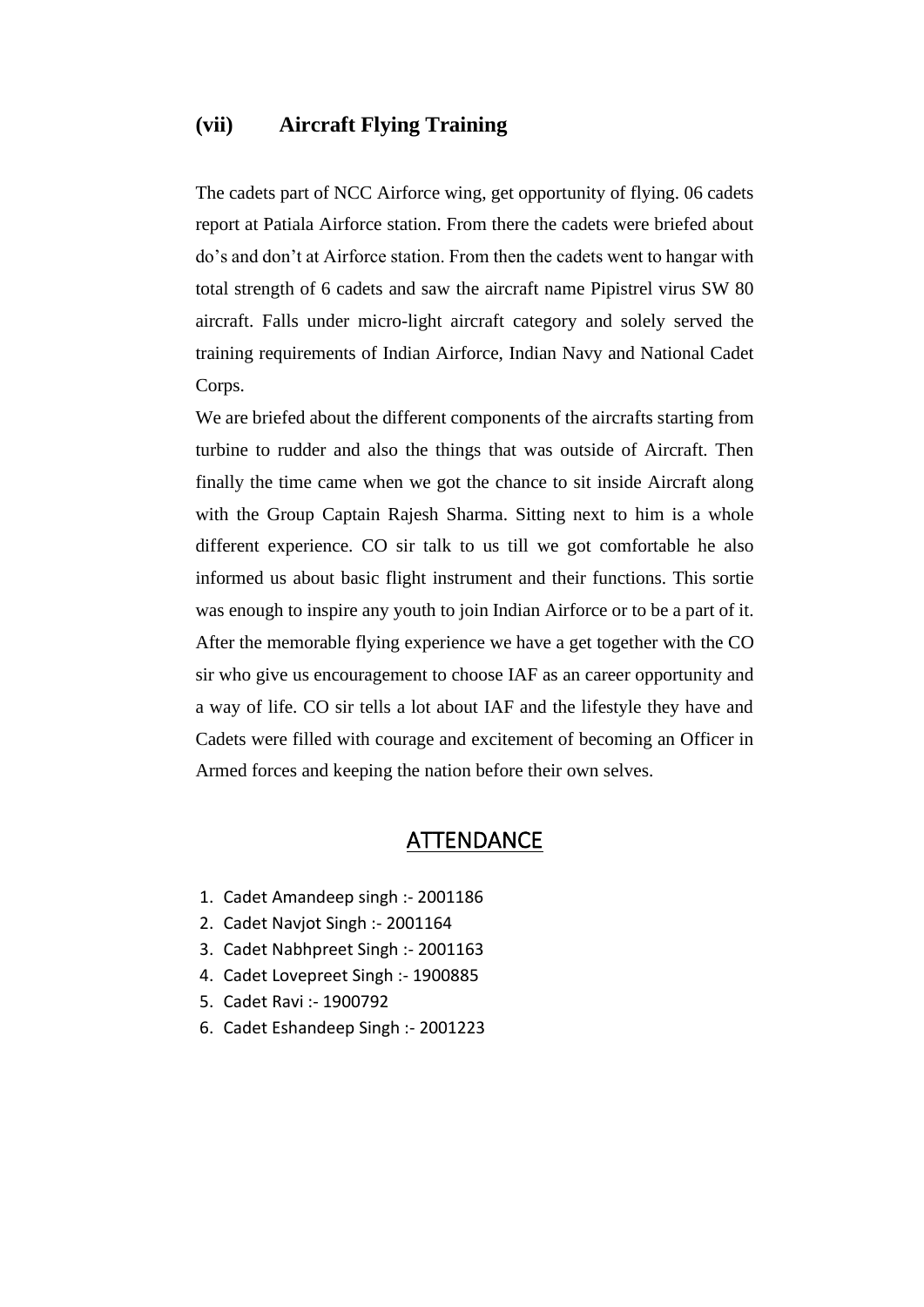## (vii) Aircraft Flying Training

The cadets part of NCC Airforce wing, get opportunity of flying. 06 cadets report at Patiala Airforce station. From there the cadets were briefed about do's and don't at Airforce station. From then the cadets went to hangar with total strength of 6 cadets and saw the aircraft name Pipistrel virus SW 80 aircraft. Falls under micro-light aircraft category and solely served the training requirements of Indian Airforce, Indian Navy and National Cadet Corps.

We are briefed about the different components of the aircrafts starting from turbine to rudder and also the things that was outside of Aircraft. Then finally the time came when we got the chance to sit inside Aircraft along with the Group Captain Rajesh Sharma. Sitting next to him is a whole different experience. CO sir talk to us till we got comfortable he also informed us about basic flight instrument and their functions. This sortie was enough to inspire any youth to join Indian Airforce or to be a part of it. After the memorable flying experience we have a get together with the CO sir who give us encouragement to choose IAF as an career opportunity and a way of life. CO sir tells a lot about IAF and the lifestyle they have and Cadets were filled with courage and excitement of becoming an Officer in Armed forces and keeping the nation before their own selves.

## ATTENDANCE

1. Cadet Amandeep singh :- 2001186
2. Cadet Navjot Singh :- 2001164
3. Cadet Nabhpreet Singh :- 2001163
4. Cadet Lovepreet Singh :- 1900885
5. Cadet Ravi :- 1900792
6. Cadet Eshandeep Singh :- 2001223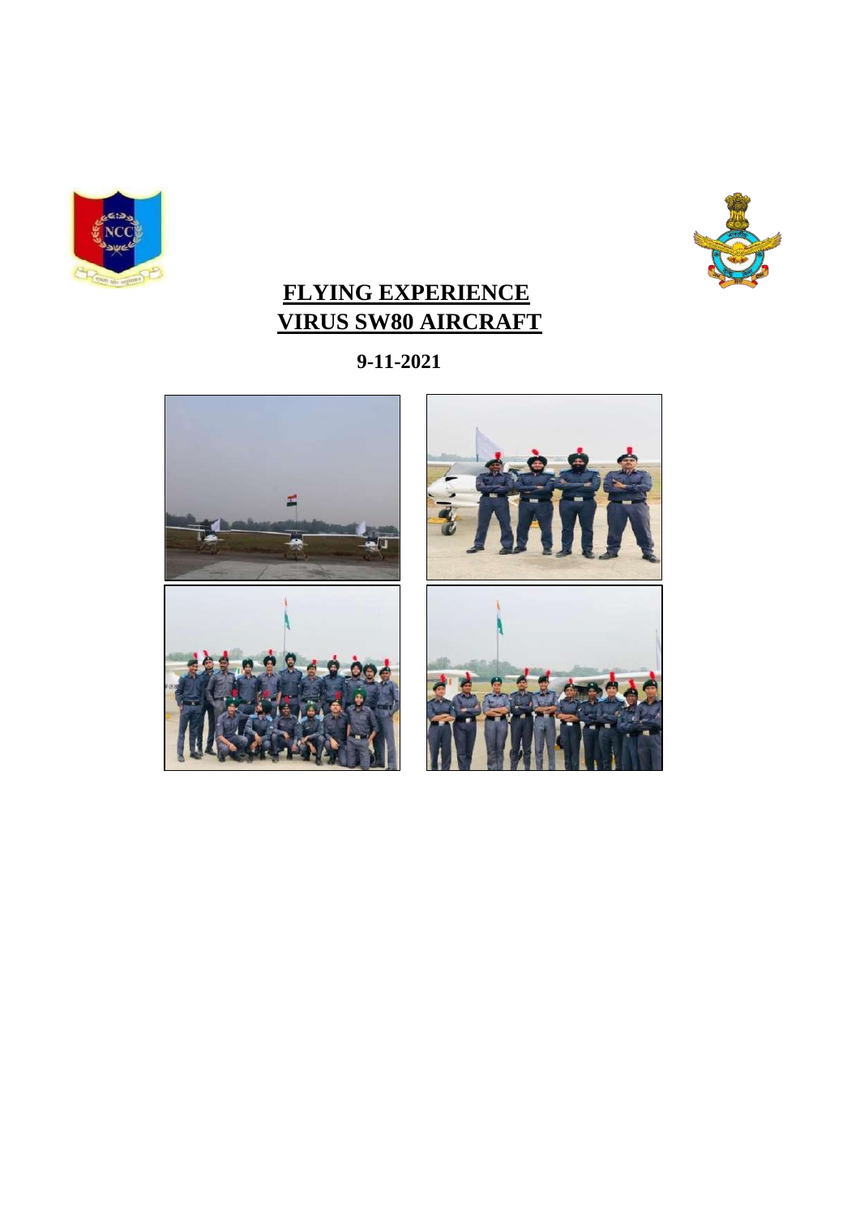# FLYING EXPERIENCE
# VIRUS SW80 AIRCRAFT

**9-11-2021**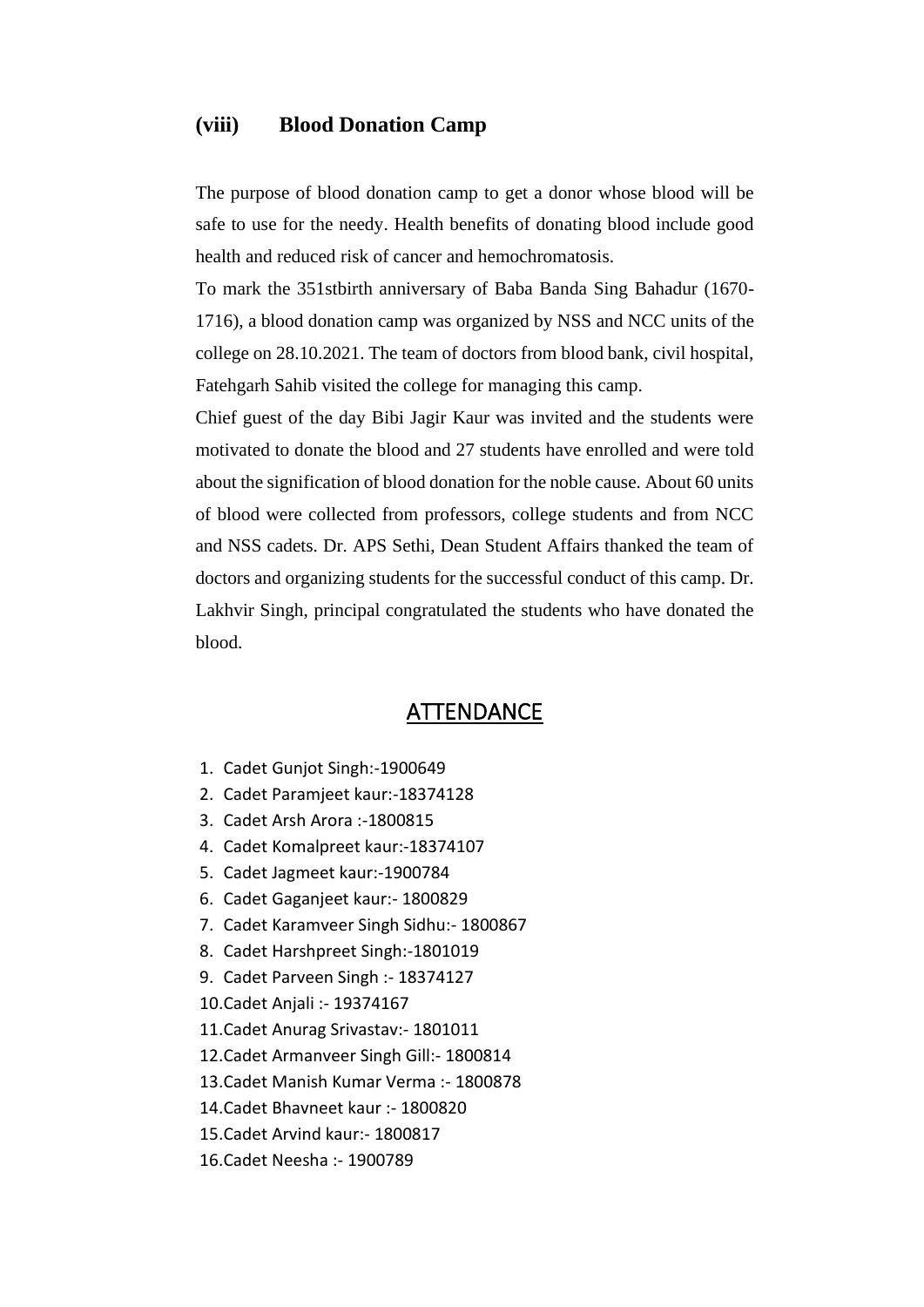## (viii) Blood Donation Camp

The purpose of blood donation camp to get a donor whose blood will be safe to use for the needy. Health benefits of donating blood include good health and reduced risk of cancer and hemochromatosis.

To mark the 351stbirth anniversary of Baba Banda Sing Bahadur (1670-1716), a blood donation camp was organized by NSS and NCC units of the college on 28.10.2021. The team of doctors from blood bank, civil hospital, Fatehgarh Sahib visited the college for managing this camp.

Chief guest of the day Bibi Jagir Kaur was invited and the students were motivated to donate the blood and 27 students have enrolled and were told about the signification of blood donation for the noble cause. About 60 units of blood were collected from professors, college students and from NCC and NSS cadets. Dr. APS Sethi, Dean Student Affairs thanked the team of doctors and organizing students for the successful conduct of this camp. Dr. Lakhvir Singh, principal congratulated the students who have donated the blood.

## ATTENDANCE

1. Cadet Gunjot Singh:-1900649
2. Cadet Paramjeet kaur:-18374128
3. Cadet Arsh Arora :-1800815
4. Cadet Komalpreet kaur:-18374107
5. Cadet Jagmeet kaur:-1900784
6. Cadet Gaganjeet kaur:- 1800829
7. Cadet Karamveer Singh Sidhu:- 1800867
8. Cadet Harshpreet Singh:-1801019
9. Cadet Parveen Singh :- 18374127
10. Cadet Anjali :- 19374167
11. Cadet Anurag Srivastav:- 1801011
12. Cadet Armanveer Singh Gill:- 1800814
13. Cadet Manish Kumar Verma :- 1800878
14. Cadet Bhavneet kaur :- 1800820
15. Cadet Arvind kaur:- 1800817
16. Cadet Neesha :- 1900789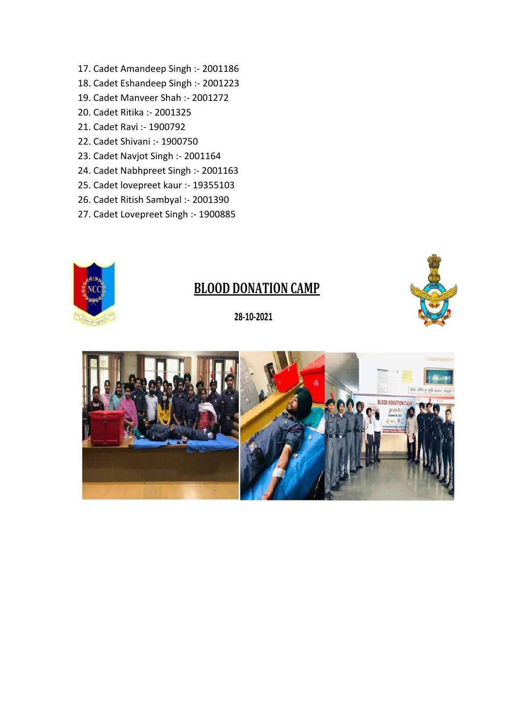17. Cadet Amandeep Singh :- 2001186
18. Cadet Eshandeep Singh :- 2001223
19. Cadet Manveer Shah :- 2001272
20. Cadet Ritika :- 2001325
21. Cadet Ravi :- 1900792
22. Cadet Shivani :- 1900750
23. Cadet Navjot Singh :- 2001164
24. Cadet Nabhpreet Singh :- 2001163
25. Cadet lovepreet kaur :- 19355103
26. Cadet Ritish Sambyal :- 2001390
27. Cadet Lovepreet Singh :- 1900885

## BLOOD DONATION CAMP

**28-10-2021**